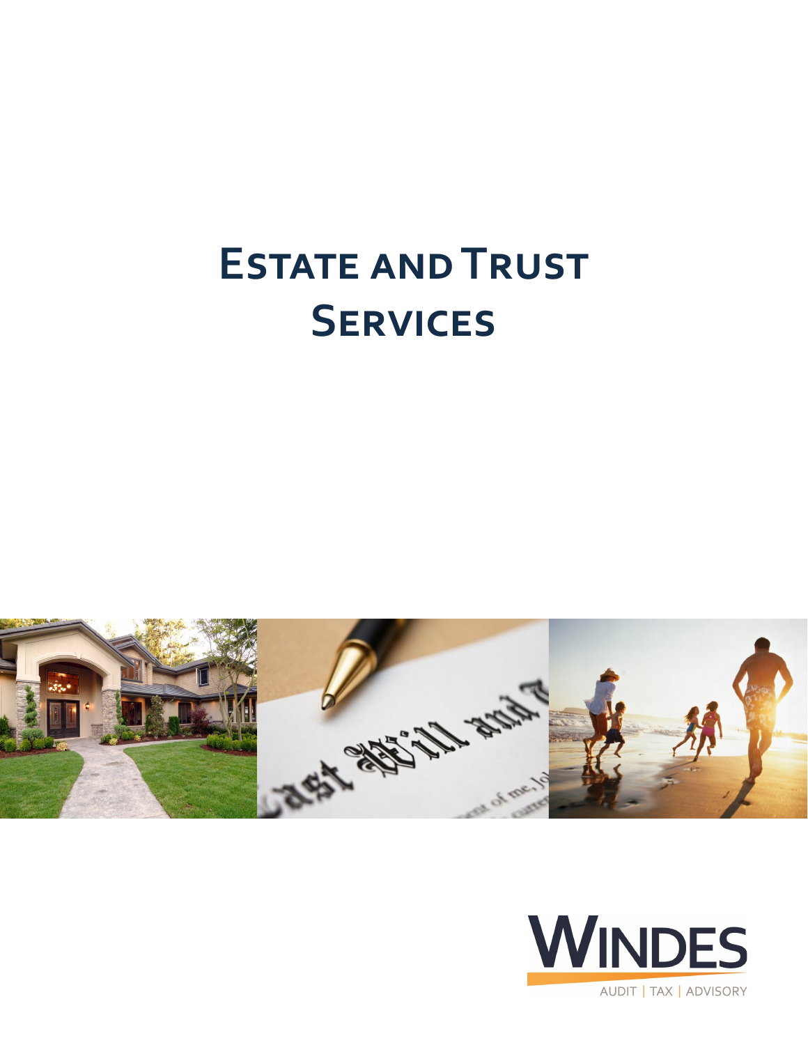# Estate and Trust Services

WINDES

AUDIT | TAX | ADVISORY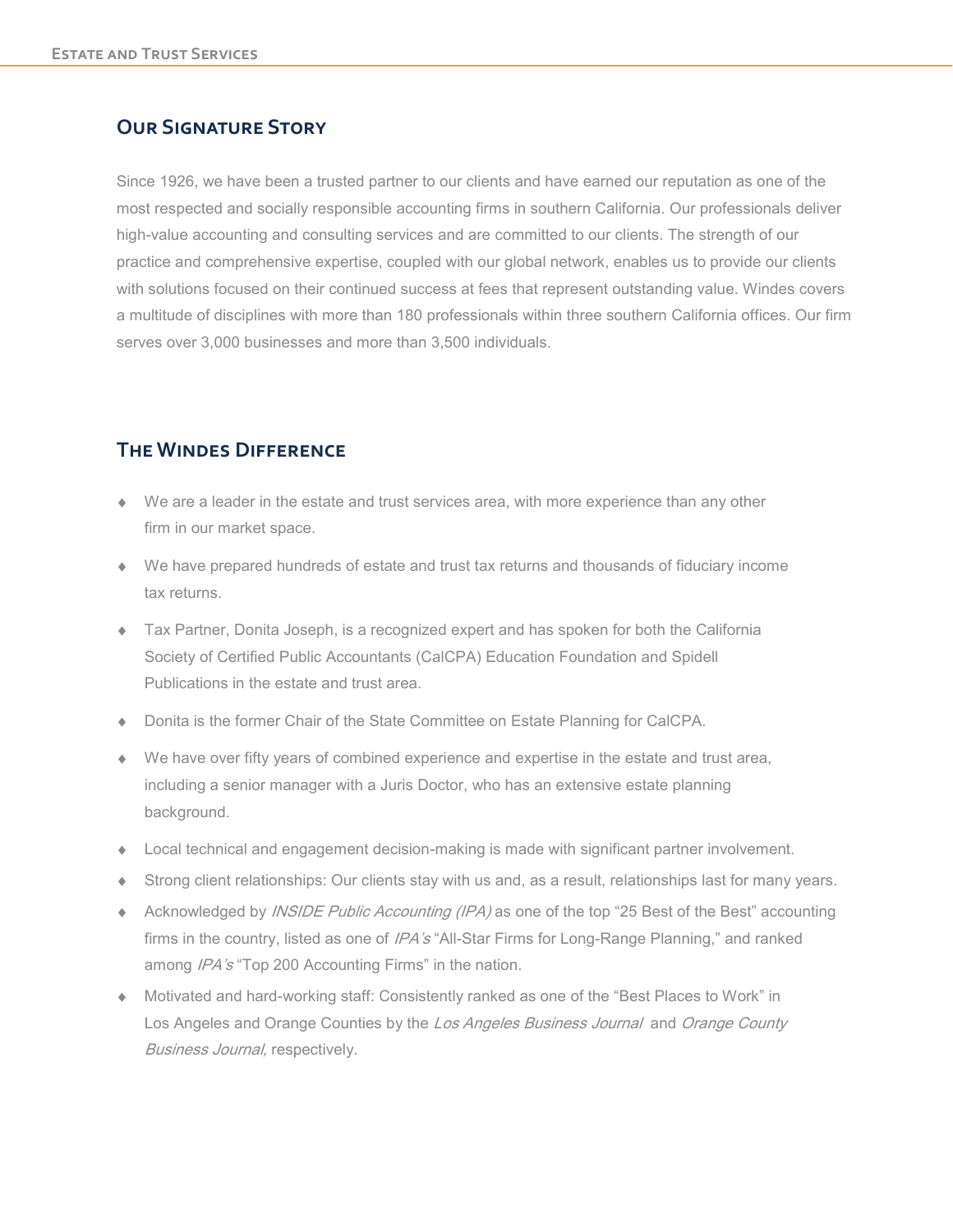## Our Signature Story

Since 1926, we have been a trusted partner to our clients and have earned our reputation as one of the most respected and socially responsible accounting firms in southern California. Our professionals deliver high-value accounting and consulting services and are committed to our clients. The strength of our practice and comprehensive expertise, coupled with our global network, enables us to provide our clients with solutions focused on their continued success at fees that represent outstanding value. Windes covers a multitude of disciplines with more than 180 professionals within three southern California offices. Our firm serves over 3,000 businesses and more than 3,500 individuals.

## The Windes Difference

- We are a leader in the estate and trust services area, with more experience than any other firm in our market space.
- We have prepared hundreds of estate and trust tax returns and thousands of fiduciary income tax returns.
- Tax Partner, Donita Joseph, is a recognized expert and has spoken for both the California Society of Certified Public Accountants (CalCPA) Education Foundation and Spidell Publications in the estate and trust area.
- Donita is the former Chair of the State Committee on Estate Planning for CalCPA.
- We have over fifty years of combined experience and expertise in the estate and trust area, including a senior manager with a Juris Doctor, who has an extensive estate planning background.
- Local technical and engagement decision-making is made with significant partner involvement.
- Strong client relationships: Our clients stay with us and, as a result, relationships last for many years.
- Acknowledged by *INSIDE Public Accounting (IPA)* as one of the top "25 Best of the Best" accounting firms in the country, listed as one of *IPA's* "All-Star Firms for Long-Range Planning," and ranked among *IPA's* "Top 200 Accounting Firms" in the nation.
- Motivated and hard-working staff: Consistently ranked as one of the "Best Places to Work" in Los Angeles and Orange Counties by the *Los Angeles Business Journal* and *Orange County Business Journal,* respectively.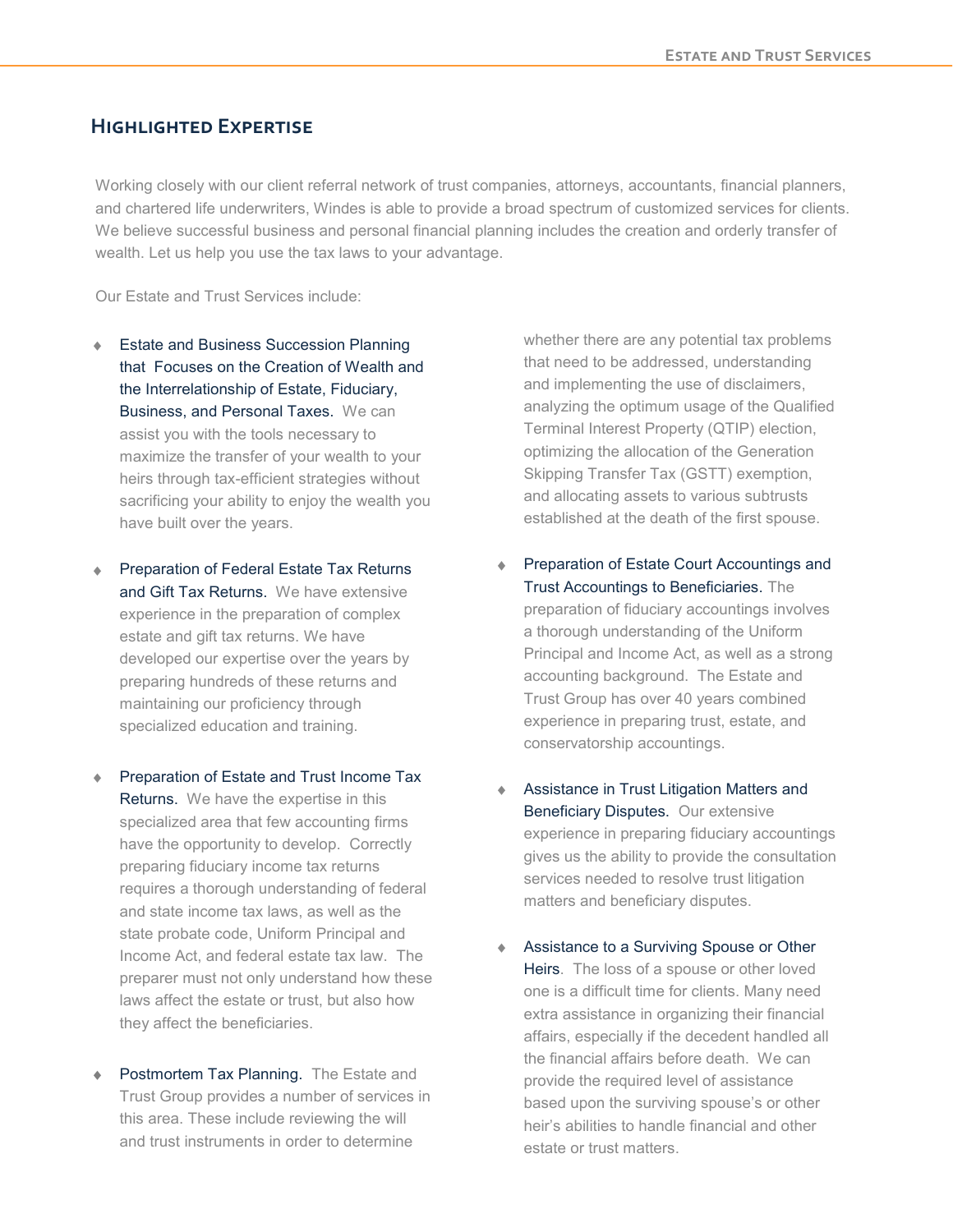## Highlighted Expertise

Working closely with our client referral network of trust companies, attorneys, accountants, financial planners, and chartered life underwriters, Windes is able to provide a broad spectrum of customized services for clients. We believe successful business and personal financial planning includes the creation and orderly transfer of wealth. Let us help you use the tax laws to your advantage.

Our Estate and Trust Services include:

- **Estate and Business Succession Planning that Focuses on the Creation of Wealth and the Interrelationship of Estate, Fiduciary, Business, and Personal Taxes.** We can assist you with the tools necessary to maximize the transfer of your wealth to your heirs through tax-efficient strategies without sacrificing your ability to enjoy the wealth you have built over the years.

- **Preparation of Federal Estate Tax Returns and Gift Tax Returns.** We have extensive experience in the preparation of complex estate and gift tax returns. We have developed our expertise over the years by preparing hundreds of these returns and maintaining our proficiency through specialized education and training.

- **Preparation of Estate and Trust Income Tax Returns.** We have the expertise in this specialized area that few accounting firms have the opportunity to develop. Correctly preparing fiduciary income tax returns requires a thorough understanding of federal and state income tax laws, as well as the state probate code, Uniform Principal and Income Act, and federal estate tax law. The preparer must not only understand how these laws affect the estate or trust, but also how they affect the beneficiaries.

- **Postmortem Tax Planning.** The Estate and Trust Group provides a number of services in this area. These include reviewing the will and trust instruments in order to determine whether there are any potential tax problems that need to be addressed, understanding and implementing the use of disclaimers, analyzing the optimum usage of the Qualified Terminal Interest Property (QTIP) election, optimizing the allocation of the Generation Skipping Transfer Tax (GSTT) exemption, and allocating assets to various subtrusts established at the death of the first spouse.

- **Preparation of Estate Court Accountings and Trust Accountings to Beneficiaries.** The preparation of fiduciary accountings involves a thorough understanding of the Uniform Principal and Income Act, as well as a strong accounting background. The Estate and Trust Group has over 40 years combined experience in preparing trust, estate, and conservatorship accountings.

- **Assistance in Trust Litigation Matters and Beneficiary Disputes.** Our extensive experience in preparing fiduciary accountings gives us the ability to provide the consultation services needed to resolve trust litigation matters and beneficiary disputes.

- **Assistance to a Surviving Spouse or Other Heirs.** The loss of a spouse or other loved one is a difficult time for clients. Many need extra assistance in organizing their financial affairs, especially if the decedent handled all the financial affairs before death. We can provide the required level of assistance based upon the surviving spouse's or other heir's abilities to handle financial and other estate or trust matters.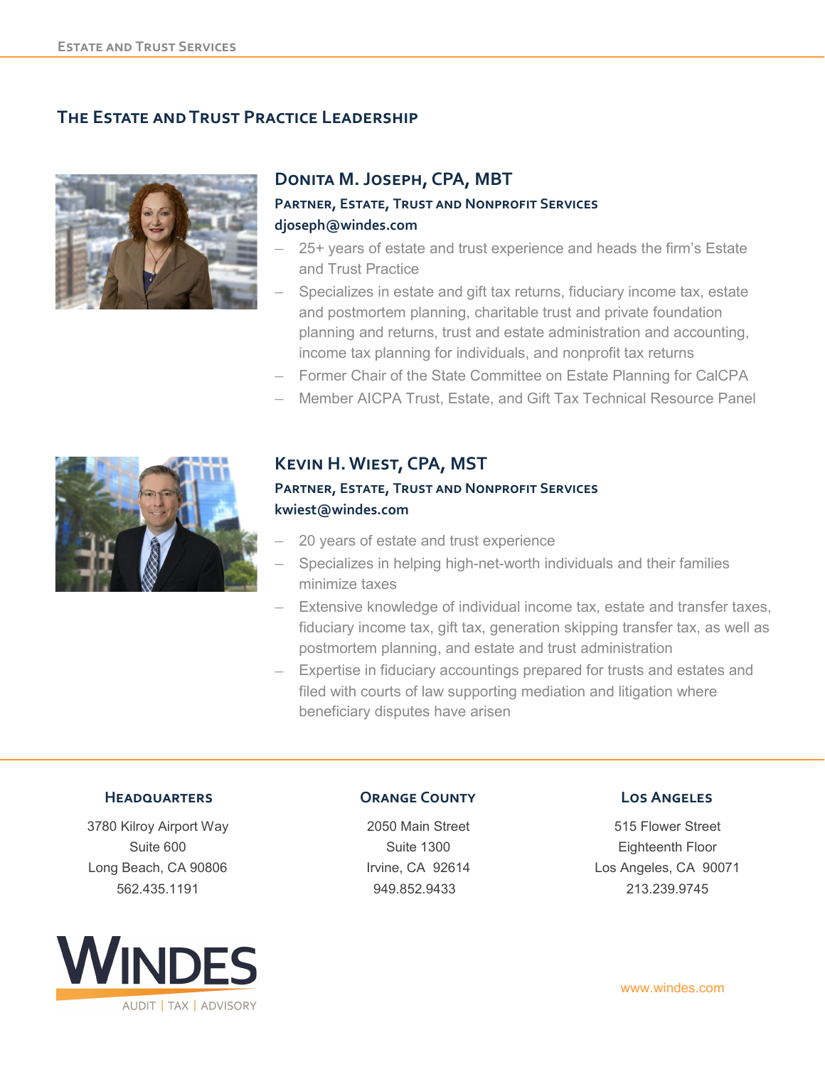## The Estate and Trust Practice Leadership

### Donita M. Joseph, CPA, MBT

**Partner, Estate, Trust and Nonprofit Services**

djoseph@windes.com

- 25+ years of estate and trust experience and heads the firm's Estate and Trust Practice
- Specializes in estate and gift tax returns, fiduciary income tax, estate and postmortem planning, charitable trust and private foundation planning and returns, trust and estate administration and accounting, income tax planning for individuals, and nonprofit tax returns
- Former Chair of the State Committee on Estate Planning for CalCPA
- Member AICPA Trust, Estate, and Gift Tax Technical Resource Panel

### Kevin H. Wiest, CPA, MST

**Partner, Estate, Trust and Nonprofit Services**

kwiest@windes.com

- 20 years of estate and trust experience
- Specializes in helping high-net-worth individuals and their families minimize taxes
- Extensive knowledge of individual income tax, estate and transfer taxes, fiduciary income tax, gift tax, generation skipping transfer tax, as well as postmortem planning, and estate and trust administration
- Expertise in fiduciary accountings prepared for trusts and estates and filed with courts of law supporting mediation and litigation where beneficiary disputes have arisen

**Headquarters**
3780 Kilroy Airport Way
Suite 600
Long Beach, CA 90806
562.435.1191

**Orange County**
2050 Main Street
Suite 1300
Irvine, CA 92614
949.852.9433

**Los Angeles**
515 Flower Street
Eighteenth Floor
Los Angeles, CA 90071
213.239.9745

WINDES
AUDIT | TAX | ADVISORY

www.windes.com